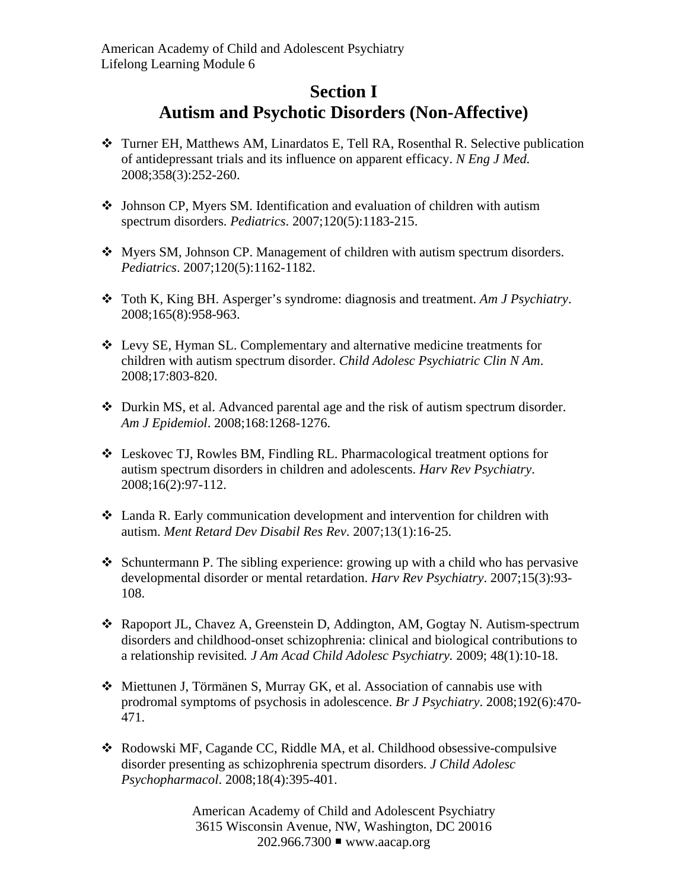American Academy of Child and Adolescent Psychiatry
Lifelong Learning Module 6

# Section I
# Autism and Psychotic Disorders (Non-Affective)

- Turner EH, Matthews AM, Linardatos E, Tell RA, Rosenthal R. Selective publication of antidepressant trials and its influence on apparent efficacy. *N Eng J Med.* 2008;358(3):252-260.

- Johnson CP, Myers SM. Identification and evaluation of children with autism spectrum disorders. *Pediatrics*. 2007;120(5):1183-215.

- Myers SM, Johnson CP. Management of children with autism spectrum disorders. *Pediatrics*. 2007;120(5):1162-1182.

- Toth K, King BH. Asperger's syndrome: diagnosis and treatment. *Am J Psychiatry*. 2008;165(8):958-963.

- Levy SE, Hyman SL. Complementary and alternative medicine treatments for children with autism spectrum disorder. *Child Adolesc Psychiatric Clin N Am*. 2008;17:803-820.

- Durkin MS, et al. Advanced parental age and the risk of autism spectrum disorder. *Am J Epidemiol*. 2008;168:1268-1276.

- Leskovec TJ, Rowles BM, Findling RL. Pharmacological treatment options for autism spectrum disorders in children and adolescents. *Harv Rev Psychiatry*. 2008;16(2):97-112.

- Landa R. Early communication development and intervention for children with autism. *Ment Retard Dev Disabil Res Rev*. 2007;13(1):16-25.

- Schuntermann P. The sibling experience: growing up with a child who has pervasive developmental disorder or mental retardation. *Harv Rev Psychiatry*. 2007;15(3):93-108.

- Rapoport JL, Chavez A, Greenstein D, Addington, AM, Gogtay N. Autism-spectrum disorders and childhood-onset schizophrenia: clinical and biological contributions to a relationship revisited*. J Am Acad Child Adolesc Psychiatry.* 2009; 48(1):10-18.

- Miettunen J, Törmänen S, Murray GK, et al. Association of cannabis use with prodromal symptoms of psychosis in adolescence. *Br J Psychiatry*. 2008;192(6):470-471.

- Rodowski MF, Cagande CC, Riddle MA, et al. Childhood obsessive-compulsive disorder presenting as schizophrenia spectrum disorders. *J Child Adolesc Psychopharmacol*. 2008;18(4):395-401.

American Academy of Child and Adolescent Psychiatry
3615 Wisconsin Avenue, NW, Washington, DC 20016
202.966.7300 ▪ www.aacap.org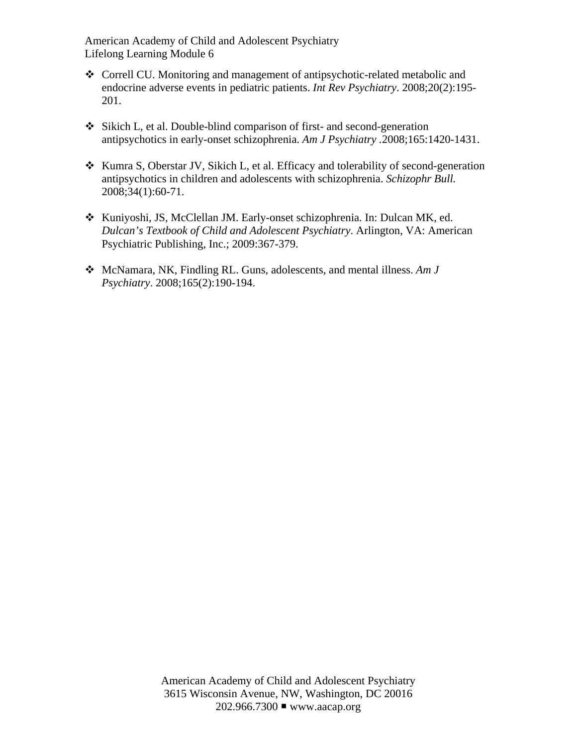- Correll CU. Monitoring and management of antipsychotic-related metabolic and endocrine adverse events in pediatric patients. *Int Rev Psychiatry*. 2008;20(2):195-201.

- Sikich L, et al. Double-blind comparison of first- and second-generation antipsychotics in early-onset schizophrenia. *Am J Psychiatry* .2008;165:1420-1431.

- Kumra S, Oberstar JV, Sikich L, et al. Efficacy and tolerability of second-generation antipsychotics in children and adolescents with schizophrenia. *Schizophr Bull.* 2008;34(1):60-71.

- Kuniyoshi, JS, McClellan JM. Early-onset schizophrenia. In: Dulcan MK, ed. *Dulcan's Textbook of Child and Adolescent Psychiatry*. Arlington, VA: American Psychiatric Publishing, Inc.; 2009:367-379.

- McNamara, NK, Findling RL. Guns, adolescents, and mental illness. *Am J Psychiatry*. 2008;165(2):190-194.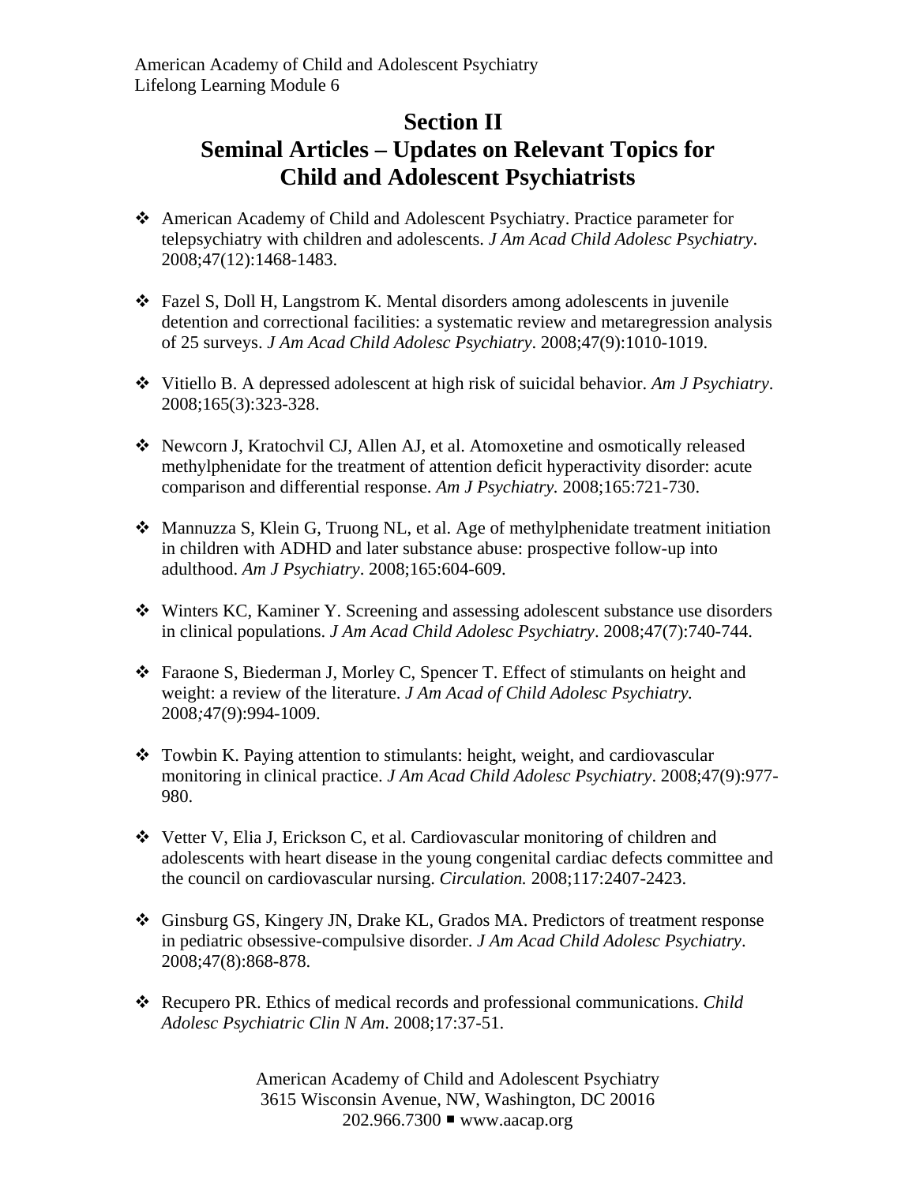## Section II
## Seminal Articles – Updates on Relevant Topics for Child and Adolescent Psychiatrists

- American Academy of Child and Adolescent Psychiatry. Practice parameter for telepsychiatry with children and adolescents. *J Am Acad Child Adolesc Psychiatry*. 2008;47(12):1468-1483.
- Fazel S, Doll H, Langstrom K. Mental disorders among adolescents in juvenile detention and correctional facilities: a systematic review and metaregression analysis of 25 surveys. *J Am Acad Child Adolesc Psychiatry*. 2008;47(9):1010-1019.
- Vitiello B. A depressed adolescent at high risk of suicidal behavior. *Am J Psychiatry*. 2008;165(3):323-328.
- Newcorn J, Kratochvil CJ, Allen AJ, et al. Atomoxetine and osmotically released methylphenidate for the treatment of attention deficit hyperactivity disorder: acute comparison and differential response. *Am J Psychiatry.* 2008;165:721-730.
- Mannuzza S, Klein G, Truong NL, et al. Age of methylphenidate treatment initiation in children with ADHD and later substance abuse: prospective follow-up into adulthood. *Am J Psychiatry*. 2008;165:604-609.
- Winters KC, Kaminer Y. Screening and assessing adolescent substance use disorders in clinical populations. *J Am Acad Child Adolesc Psychiatry*. 2008;47(7):740-744.
- Faraone S, Biederman J, Morley C, Spencer T. Effect of stimulants on height and weight: a review of the literature. *J Am Acad of Child Adolesc Psychiatry.* 2008;47(9):994-1009.
- Towbin K. Paying attention to stimulants: height, weight, and cardiovascular monitoring in clinical practice. *J Am Acad Child Adolesc Psychiatry*. 2008;47(9):977-980.
- Vetter V, Elia J, Erickson C, et al. Cardiovascular monitoring of children and adolescents with heart disease in the young congenital cardiac defects committee and the council on cardiovascular nursing. *Circulation.* 2008;117:2407-2423.
- Ginsburg GS, Kingery JN, Drake KL, Grados MA. Predictors of treatment response in pediatric obsessive-compulsive disorder. *J Am Acad Child Adolesc Psychiatry*. 2008;47(8):868-878.
- Recupero PR. Ethics of medical records and professional communications. *Child Adolesc Psychiatric Clin N Am*. 2008;17:37-51.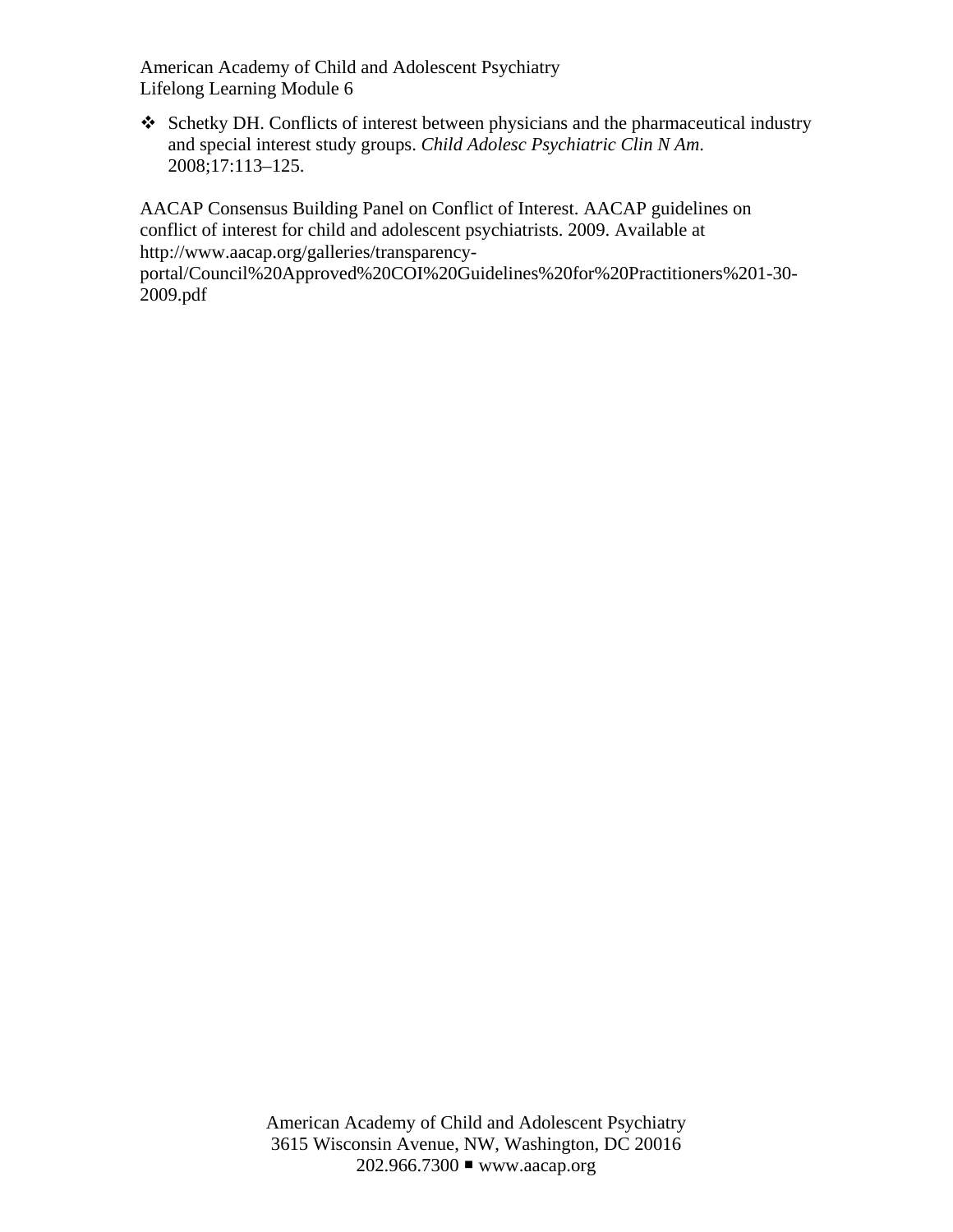- Schetky DH. Conflicts of interest between physicians and the pharmaceutical industry and special interest study groups. *Child Adolesc Psychiatric Clin N Am*. 2008;17:113–125.

AACAP Consensus Building Panel on Conflict of Interest. AACAP guidelines on conflict of interest for child and adolescent psychiatrists. 2009. Available at http://www.aacap.org/galleries/transparency-portal/Council%20Approved%20COI%20Guidelines%20for%20Practitioners%201-30-2009.pdf